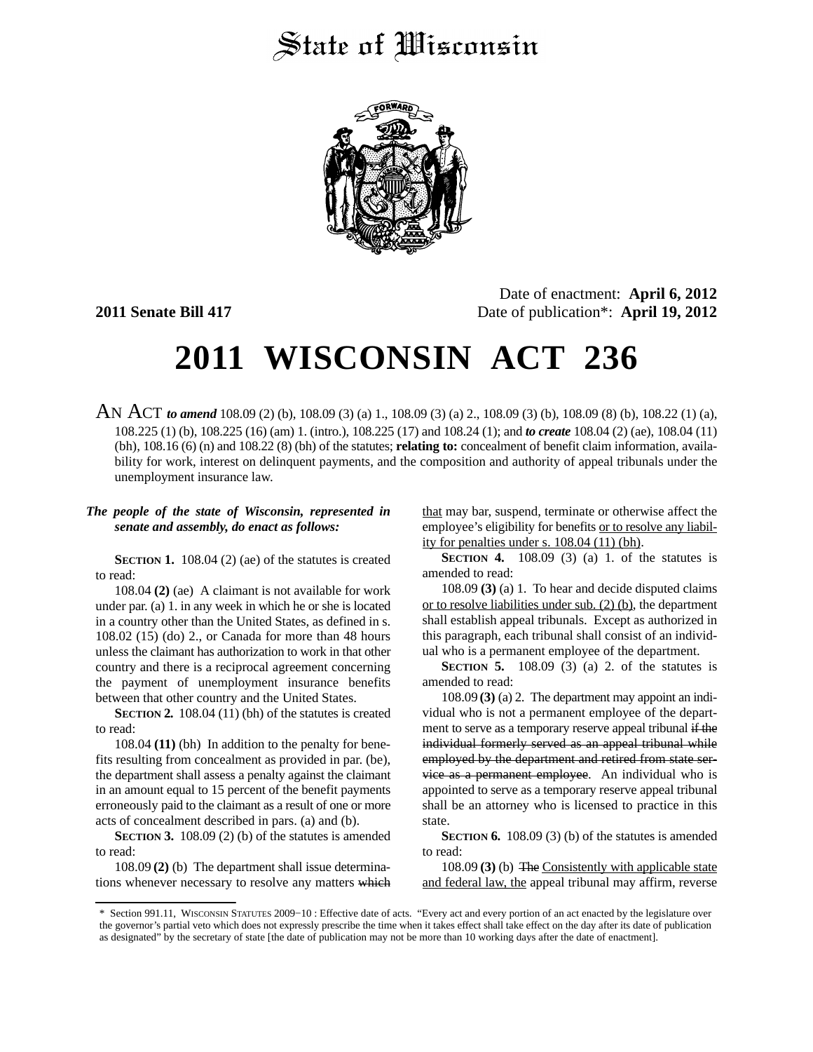# State of Wisconsin

Date of enactment: **April 6, 2012**

**2011 Senate Bill 417** Date of publication*: **April 19, 2012**

# 2011 WISCONSIN ACT 236

AN ACT ***to amend*** 108.09 (2) (b), 108.09 (3) (a) 1., 108.09 (3) (a) 2., 108.09 (3) (b), 108.09 (8) (b), 108.22 (1) (a), 108.225 (1) (b), 108.225 (16) (am) 1. (intro.), 108.225 (17) and 108.24 (1); and ***to create*** 108.04 (2) (ae), 108.04 (11) (bh), 108.16 (6) (n) and 108.22 (8) (bh) of the statutes; **relating to:** concealment of benefit claim information, availability for work, interest on delinquent payments, and the composition and authority of appeal tribunals under the unemployment insurance law.

***The people of the state of Wisconsin, represented in senate and assembly, do enact as follows:***

**SECTION 1.** 108.04 (2) (ae) of the statutes is created to read:

108.04 **(2)** (ae) A claimant is not available for work under par. (a) 1. in any week in which he or she is located in a country other than the United States, as defined in s. 108.02 (15) (do) 2., or Canada for more than 48 hours unless the claimant has authorization to work in that other country and there is a reciprocal agreement concerning the payment of unemployment insurance benefits between that other country and the United States.

**SECTION 2.** 108.04 (11) (bh) of the statutes is created to read:

108.04 **(11)** (bh) In addition to the penalty for benefits resulting from concealment as provided in par. (be), the department shall assess a penalty against the claimant in an amount equal to 15 percent of the benefit payments erroneously paid to the claimant as a result of one or more acts of concealment described in pars. (a) and (b).

**SECTION 3.** 108.09 (2) (b) of the statutes is amended to read:

108.09 **(2)** (b) The department shall issue determinations whenever necessary to resolve any matters ~~which~~ <u>that</u> may bar, suspend, terminate or otherwise affect the employee's eligibility for benefits <u>or to resolve any liability for penalties under s. 108.04 (11) (bh)</u>.

**SECTION 4.** 108.09 (3) (a) 1. of the statutes is amended to read:

108.09 **(3)** (a) 1. To hear and decide disputed claims <u>or to resolve liabilities under sub. (2) (b)</u>, the department shall establish appeal tribunals. Except as authorized in this paragraph, each tribunal shall consist of an individual who is a permanent employee of the department.

**SECTION 5.** 108.09 (3) (a) 2. of the statutes is amended to read:

108.09 **(3)** (a) 2. The department may appoint an individual who is not a permanent employee of the department to serve as a temporary reserve appeal tribunal ~~if the individual formerly served as an appeal tribunal while employed by the department and retired from state service as a permanent employee~~. An individual who is appointed to serve as a temporary reserve appeal tribunal shall be an attorney who is licensed to practice in this state.

**SECTION 6.** 108.09 (3) (b) of the statutes is amended to read:

108.09 **(3)** (b) ~~The~~ <u>Consistently with applicable state and federal law, the</u> appeal tribunal may affirm, reverse

* Section 991.11, WISCONSIN STATUTES 2009−10 : Effective date of acts. "Every act and every portion of an act enacted by the legislature over the governor's partial veto which does not expressly prescribe the time when it takes effect shall take effect on the day after its date of publication as designated" by the secretary of state [the date of publication may not be more than 10 working days after the date of enactment].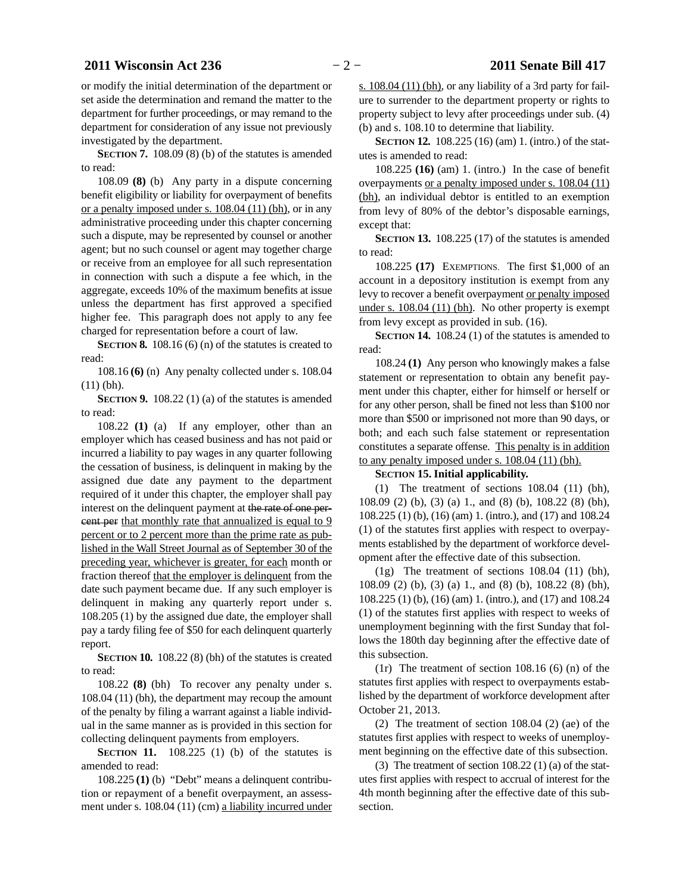or modify the initial determination of the department or set aside the determination and remand the matter to the department for further proceedings, or may remand to the department for consideration of any issue not previously investigated by the department.

**SECTION 7.** 108.09 (8) (b) of the statutes is amended to read:

108.09 **(8)** (b) Any party in a dispute concerning benefit eligibility or liability for overpayment of benefits or a penalty imposed under s. 108.04 (11) (bh), or in any administrative proceeding under this chapter concerning such a dispute, may be represented by counsel or another agent; but no such counsel or agent may together charge or receive from an employee for all such representation in connection with such a dispute a fee which, in the aggregate, exceeds 10% of the maximum benefits at issue unless the department has first approved a specified higher fee. This paragraph does not apply to any fee charged for representation before a court of law.

**SECTION 8.** 108.16 (6) (n) of the statutes is created to read:

108.16 **(6)** (n) Any penalty collected under s. 108.04 (11) (bh).

**SECTION 9.** 108.22 (1) (a) of the statutes is amended to read:

108.22 **(1)** (a) If any employer, other than an employer which has ceased business and has not paid or incurred a liability to pay wages in any quarter following the cessation of business, is delinquent in making by the assigned due date any payment to the department required of it under this chapter, the employer shall pay interest on the delinquent payment at ~~the rate of one percent per~~ that monthly rate that annualized is equal to 9 percent or to 2 percent more than the prime rate as published in the Wall Street Journal as of September 30 of the preceding year, whichever is greater, for each month or fraction thereof that the employer is delinquent from the date such payment became due. If any such employer is delinquent in making any quarterly report under s. 108.205 (1) by the assigned due date, the employer shall pay a tardy filing fee of $50 for each delinquent quarterly report.

**SECTION 10.** 108.22 (8) (bh) of the statutes is created to read:

108.22 **(8)** (bh) To recover any penalty under s. 108.04 (11) (bh), the department may recoup the amount of the penalty by filing a warrant against a liable individual in the same manner as is provided in this section for collecting delinquent payments from employers.

**SECTION 11.** 108.225 (1) (b) of the statutes is amended to read:

108.225 **(1)** (b) "Debt" means a delinquent contribution or repayment of a benefit overpayment, an assessment under s. 108.04 (11) (cm) a liability incurred under s. 108.04 (11) (bh), or any liability of a 3rd party for failure to surrender to the department property or rights to property subject to levy after proceedings under sub. (4) (b) and s. 108.10 to determine that liability.

**SECTION 12.** 108.225 (16) (am) 1. (intro.) of the statutes is amended to read:

108.225 **(16)** (am) 1. (intro.) In the case of benefit overpayments or a penalty imposed under s. 108.04 (11) (bh), an individual debtor is entitled to an exemption from levy of 80% of the debtor's disposable earnings, except that:

**SECTION 13.** 108.225 (17) of the statutes is amended to read:

108.225 **(17)** EXEMPTIONS. The first $1,000 of an account in a depository institution is exempt from any levy to recover a benefit overpayment or penalty imposed under s. 108.04 (11) (bh). No other property is exempt from levy except as provided in sub. (16).

**SECTION 14.** 108.24 (1) of the statutes is amended to read:

108.24 **(1)** Any person who knowingly makes a false statement or representation to obtain any benefit payment under this chapter, either for himself or herself or for any other person, shall be fined not less than $100 nor more than $500 or imprisoned not more than 90 days, or both; and each such false statement or representation constitutes a separate offense. This penalty is in addition to any penalty imposed under s. 108.04 (11) (bh).

**SECTION 15. Initial applicability.**

(1) The treatment of sections 108.04 (11) (bh), 108.09 (2) (b), (3) (a) 1., and (8) (b), 108.22 (8) (bh), 108.225 (1) (b), (16) (am) 1. (intro.), and (17) and 108.24 (1) of the statutes first applies with respect to overpayments established by the department of workforce development after the effective date of this subsection.

(1g) The treatment of sections 108.04 (11) (bh), 108.09 (2) (b), (3) (a) 1., and (8) (b), 108.22 (8) (bh), 108.225 (1) (b), (16) (am) 1. (intro.), and (17) and 108.24 (1) of the statutes first applies with respect to weeks of unemployment beginning with the first Sunday that follows the 180th day beginning after the effective date of this subsection.

(1r) The treatment of section 108.16 (6) (n) of the statutes first applies with respect to overpayments established by the department of workforce development after October 21, 2013.

(2) The treatment of section 108.04 (2) (ae) of the statutes first applies with respect to weeks of unemployment beginning on the effective date of this subsection.

(3) The treatment of section 108.22 (1) (a) of the statutes first applies with respect to accrual of interest for the 4th month beginning after the effective date of this subsection.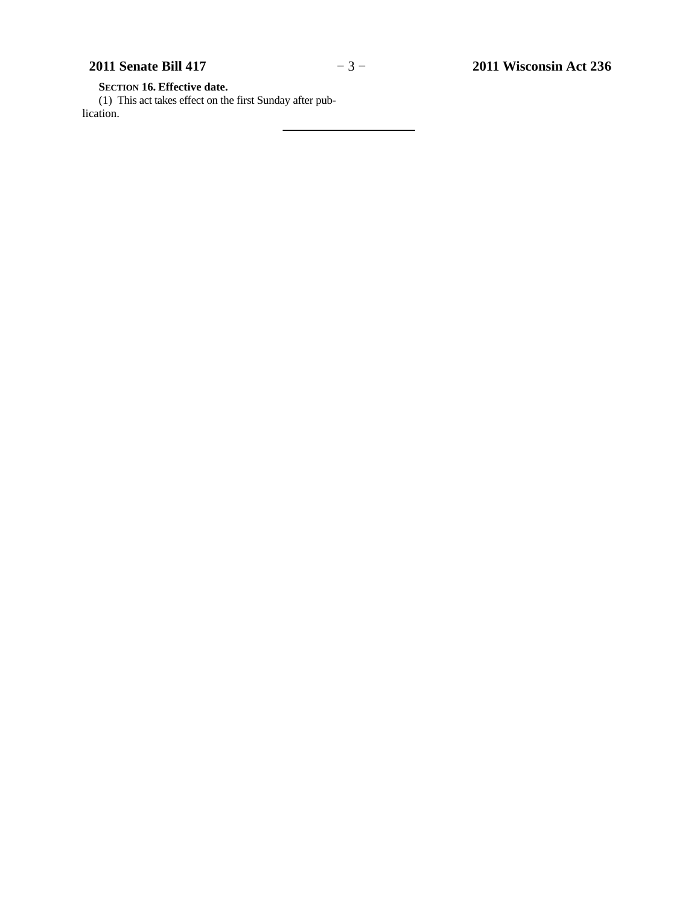**SECTION 16. Effective date.**

(1) This act takes effect on the first Sunday after publication.